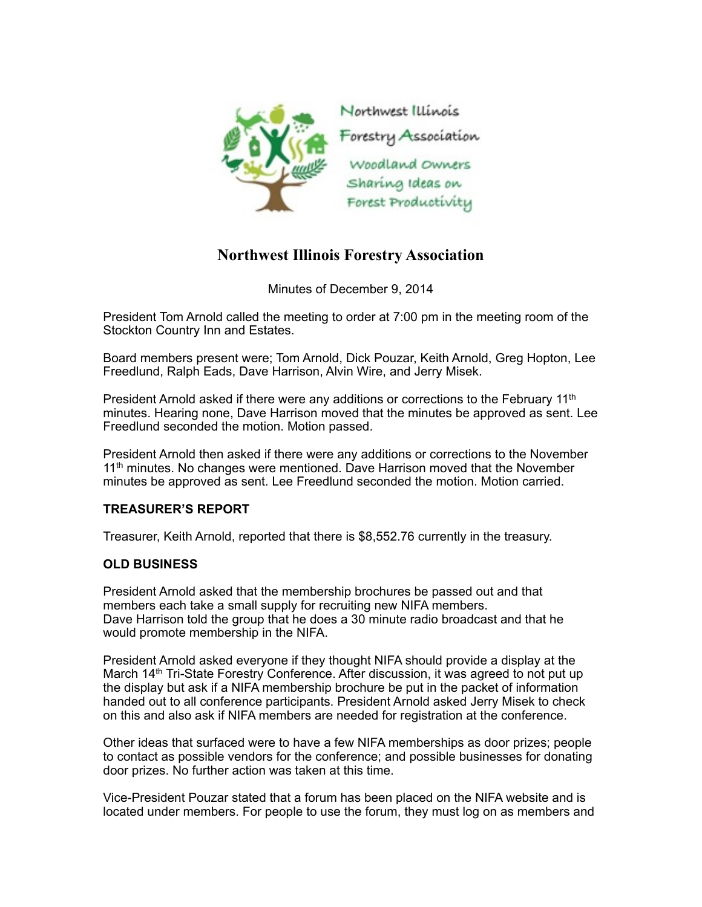Northwest Illinois Forestry Association

Woodland Owners Sharing Ideas on Forest Productivity

# Northwest Illinois Forestry Association

Minutes of December 9, 2014

President Tom Arnold called the meeting to order at 7:00 pm in the meeting room of the Stockton Country Inn and Estates.

Board members present were; Tom Arnold, Dick Pouzar, Keith Arnold, Greg Hopton, Lee Freedlund, Ralph Eads, Dave Harrison, Alvin Wire, and Jerry Misek.

President Arnold asked if there were any additions or corrections to the February 11th minutes. Hearing none, Dave Harrison moved that the minutes be approved as sent. Lee Freedlund seconded the motion. Motion passed.

President Arnold then asked if there were any additions or corrections to the November 11th minutes. No changes were mentioned. Dave Harrison moved that the November minutes be approved as sent. Lee Freedlund seconded the motion. Motion carried.

**TREASURER'S REPORT**

Treasurer, Keith Arnold, reported that there is $8,552.76 currently in the treasury.

**OLD BUSINESS**

President Arnold asked that the membership brochures be passed out and that members each take a small supply for recruiting new NIFA members.
Dave Harrison told the group that he does a 30 minute radio broadcast and that he would promote membership in the NIFA.

President Arnold asked everyone if they thought NIFA should provide a display at the March 14th Tri-State Forestry Conference. After discussion, it was agreed to not put up the display but ask if a NIFA membership brochure be put in the packet of information handed out to all conference participants. President Arnold asked Jerry Misek to check on this and also ask if NIFA members are needed for registration at the conference.

Other ideas that surfaced were to have a few NIFA memberships as door prizes; people to contact as possible vendors for the conference; and possible businesses for donating door prizes. No further action was taken at this time.

Vice-President Pouzar stated that a forum has been placed on the NIFA website and is located under members. For people to use the forum, they must log on as members and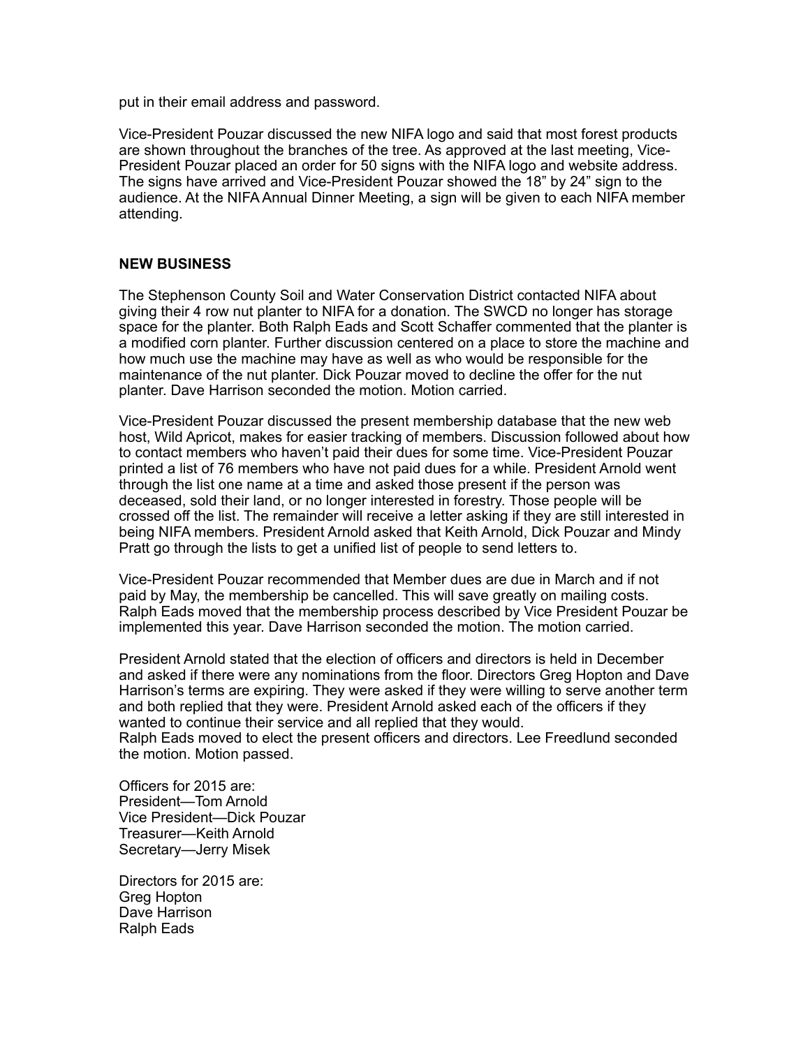put in their email address and password.

Vice-President Pouzar discussed the new NIFA logo and said that most forest products are shown throughout the branches of the tree. As approved at the last meeting, Vice-President Pouzar placed an order for 50 signs with the NIFA logo and website address. The signs have arrived and Vice-President Pouzar showed the 18” by 24” sign to the audience. At the NIFA Annual Dinner Meeting, a sign will be given to each NIFA member attending.

**NEW BUSINESS**

The Stephenson County Soil and Water Conservation District contacted NIFA about giving their 4 row nut planter to NIFA for a donation. The SWCD no longer has storage space for the planter. Both Ralph Eads and Scott Schaffer commented that the planter is a modified corn planter. Further discussion centered on a place to store the machine and how much use the machine may have as well as who would be responsible for the maintenance of the nut planter. Dick Pouzar moved to decline the offer for the nut planter. Dave Harrison seconded the motion. Motion carried.

Vice-President Pouzar discussed the present membership database that the new web host, Wild Apricot, makes for easier tracking of members. Discussion followed about how to contact members who haven’t paid their dues for some time. Vice-President Pouzar printed a list of 76 members who have not paid dues for a while. President Arnold went through the list one name at a time and asked those present if the person was deceased, sold their land, or no longer interested in forestry. Those people will be crossed off the list. The remainder will receive a letter asking if they are still interested in being NIFA members. President Arnold asked that Keith Arnold, Dick Pouzar and Mindy Pratt go through the lists to get a unified list of people to send letters to.

Vice-President Pouzar recommended that Member dues are due in March and if not paid by May, the membership be cancelled. This will save greatly on mailing costs. Ralph Eads moved that the membership process described by Vice President Pouzar be implemented this year. Dave Harrison seconded the motion. The motion carried.

President Arnold stated that the election of officers and directors is held in December and asked if there were any nominations from the floor. Directors Greg Hopton and Dave Harrison’s terms are expiring. They were asked if they were willing to serve another term and both replied that they were. President Arnold asked each of the officers if they wanted to continue their service and all replied that they would.
Ralph Eads moved to elect the present officers and directors. Lee Freedlund seconded the motion. Motion passed.

Officers for 2015 are:
President—Tom Arnold
Vice President—Dick Pouzar
Treasurer—Keith Arnold
Secretary—Jerry Misek

Directors for 2015 are:
Greg Hopton
Dave Harrison
Ralph Eads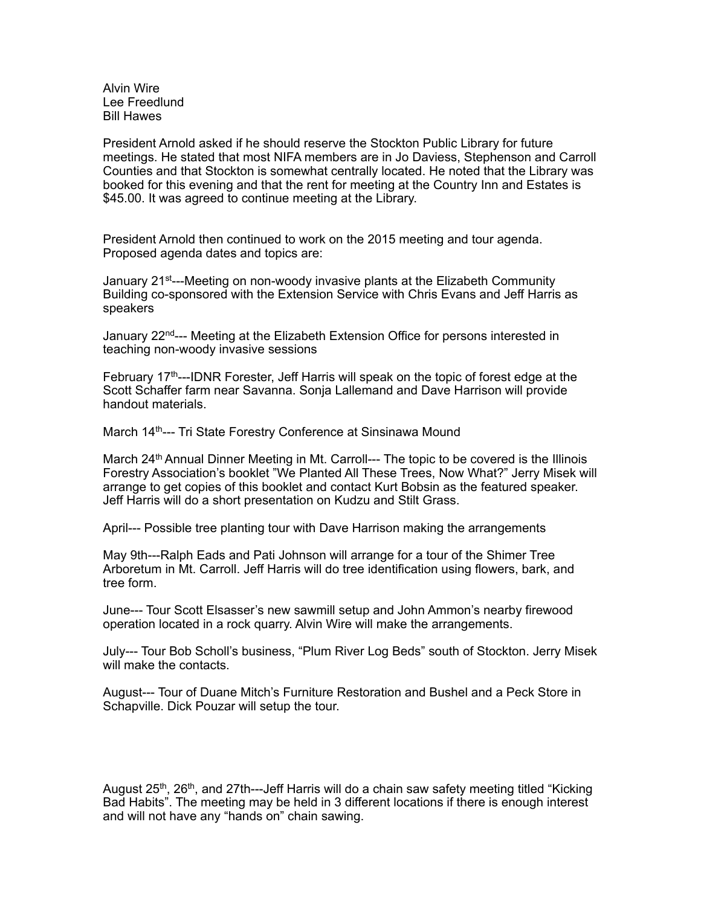Alvin Wire
Lee Freedlund
Bill Hawes

President Arnold asked if he should reserve the Stockton Public Library for future meetings. He stated that most NIFA members are in Jo Daviess, Stephenson and Carroll Counties and that Stockton is somewhat centrally located. He noted that the Library was booked for this evening and that the rent for meeting at the Country Inn and Estates is $45.00. It was agreed to continue meeting at the Library.

President Arnold then continued to work on the 2015 meeting and tour agenda. Proposed agenda dates and topics are:

January 21st---Meeting on non-woody invasive plants at the Elizabeth Community Building co-sponsored with the Extension Service with Chris Evans and Jeff Harris as speakers

January 22nd--- Meeting at the Elizabeth Extension Office for persons interested in teaching non-woody invasive sessions

February 17th---IDNR Forester, Jeff Harris will speak on the topic of forest edge at the Scott Schaffer farm near Savanna. Sonja Lallemand and Dave Harrison will provide handout materials.

March 14th--- Tri State Forestry Conference at Sinsinawa Mound

March 24th Annual Dinner Meeting in Mt. Carroll--- The topic to be covered is the Illinois Forestry Association's booklet "We Planted All These Trees, Now What?" Jerry Misek will arrange to get copies of this booklet and contact Kurt Bobsin as the featured speaker. Jeff Harris will do a short presentation on Kudzu and Stilt Grass.

April--- Possible tree planting tour with Dave Harrison making the arrangements

May 9th---Ralph Eads and Pati Johnson will arrange for a tour of the Shimer Tree Arboretum in Mt. Carroll. Jeff Harris will do tree identification using flowers, bark, and tree form.

June--- Tour Scott Elsasser's new sawmill setup and John Ammon's nearby firewood operation located in a rock quarry. Alvin Wire will make the arrangements.

July--- Tour Bob Scholl's business, "Plum River Log Beds" south of Stockton. Jerry Misek will make the contacts.

August--- Tour of Duane Mitch's Furniture Restoration and Bushel and a Peck Store in Schapville. Dick Pouzar will setup the tour.

August 25th, 26th, and 27th---Jeff Harris will do a chain saw safety meeting titled "Kicking Bad Habits". The meeting may be held in 3 different locations if there is enough interest and will not have any "hands on" chain sawing.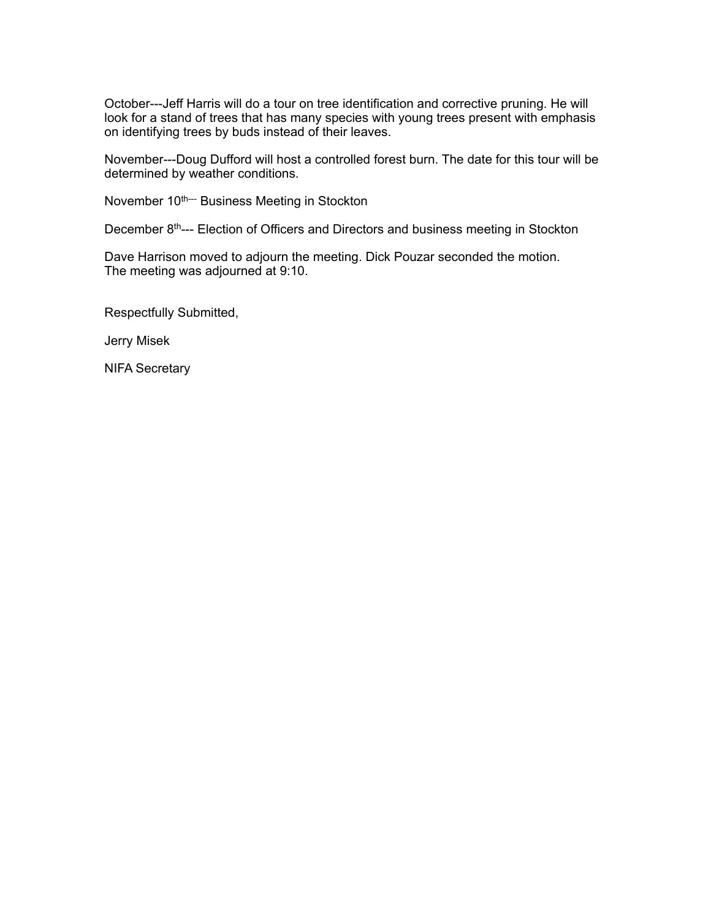October---Jeff Harris will do a tour on tree identification and corrective pruning. He will look for a stand of trees that has many species with young trees present with emphasis on identifying trees by buds instead of their leaves.

November---Doug Dufford will host a controlled forest burn. The date for this tour will be determined by weather conditions.

November 10th--- Business Meeting in Stockton

December 8th--- Election of Officers and Directors and business meeting in Stockton

Dave Harrison moved to adjourn the meeting. Dick Pouzar seconded the motion.
The meeting was adjourned at 9:10.

Respectfully Submitted,

Jerry Misek

NIFA Secretary